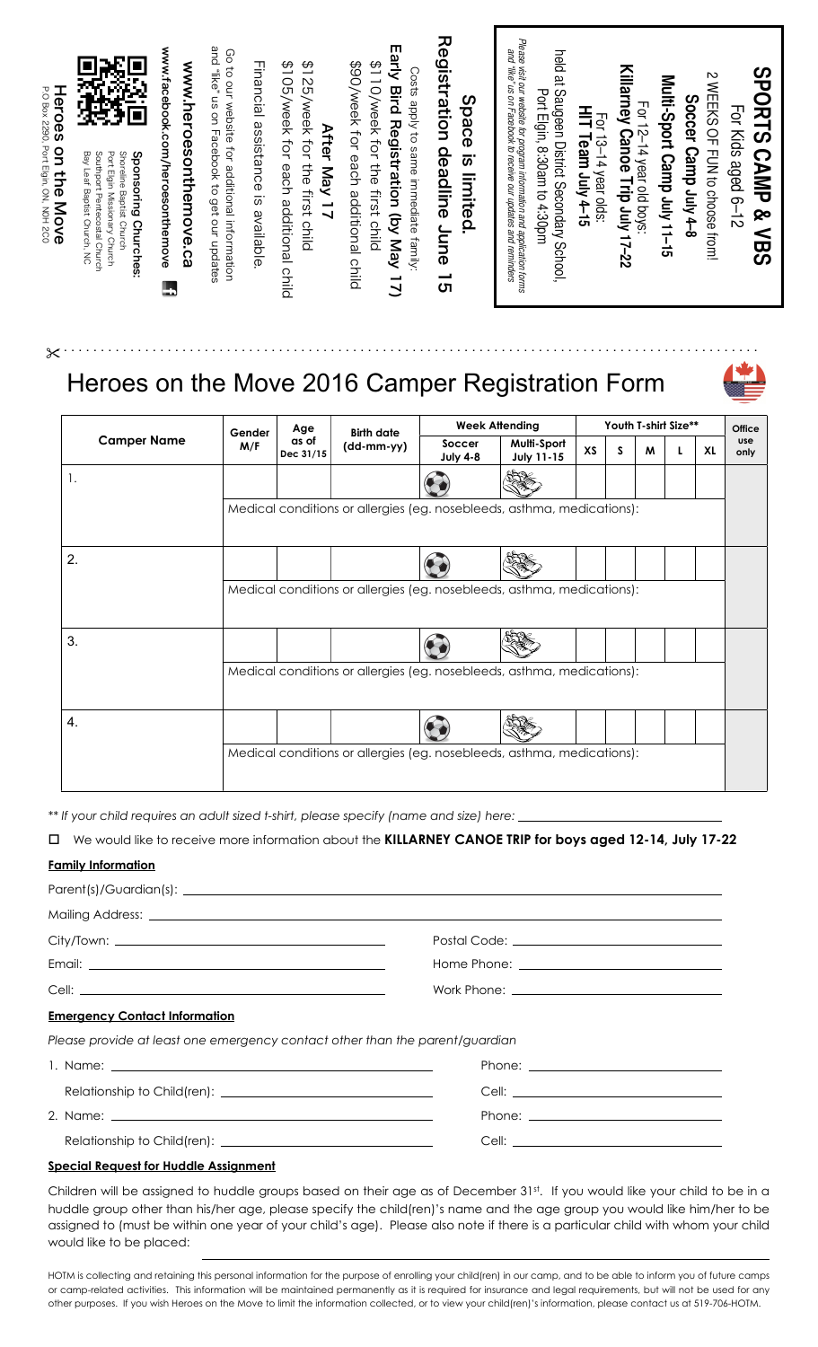**SPORTS CAMP & VBS**

For Kids aged 6–12

2 WEEKS OF FUN to choose from!

**Soccer Camp July 4–8**

**Multi-Sport Camp July 11–15**

For 12–14 year old boys:

**Killarney Canoe Trip July 17–22**

For 13–14 year olds:

**HIT Team July 4–15**

held at Saugeen District Secondary School, Port Elgin, 8:30am to 4:30pm

*Please visit our website for program information and application forms and "like" us on Facebook to receive our updates and reminders*

**Space is limited.**

**Registration deadline June 15**

Costs apply to same immediate family:

**Early Bird Registration (by May 17)**

$110/week for the first child

$90/week for each additional child

**After May 17**

$125/week for the first child

$105/week for each additional child

Financial assistance is available.

Go to our website for additional information and "like" us on Facebook to get our updates

**www.heroesonthemove.ca**

**www.facebook.com/heroesonthemove**

**Sponsoring Churches:**
Shoreline Baptist Church
Port Elgin Missionary Church
Southport Pentecostal Church
Bay Leaf Baptist Church, NC

**Heroes on the Move**
PO Box 2290, Port Elgin, ON, N0H 2C0

# Heroes on the Move 2016 Camper Registration Form

| Camper Name | Gender M/F | Age as of Dec 31/15 | Birth date (dd-mm-yy) | Week Attending | | Youth T-shirt Size** | | | | | Office use only |
|---|---|---|---|---|---|---|---|---|---|---|---|
| | | | | Soccer July 4-8 | Multi-Sport July 11-15 | XS | S | M | L | XL | |
| 1. | | | | | | | | | | | |
| Medical conditions or allergies (eg. nosebleeds, asthma, medications): | | | | | | | | | | | |
| 2. | | | | | | | | | | | |
| Medical conditions or allergies (eg. nosebleeds, asthma, medications): | | | | | | | | | | | |
| 3. | | | | | | | | | | | |
| Medical conditions or allergies (eg. nosebleeds, asthma, medications): | | | | | | | | | | | |
| 4. | | | | | | | | | | | |
| Medical conditions or allergies (eg. nosebleeds, asthma, medications): | | | | | | | | | | | |

*** If your child requires an adult sized t-shirt, please specify (name and size) here:* ______________________

☐ We would like to receive more information about the **KILLARNEY CANOE TRIP for boys aged 12-14, July 17-22**

**Family Information**

Parent(s)/Guardian(s): ______________________

Mailing Address: ______________________

City/Town: ______________________ Postal Code: ______________________

Email: ______________________ Home Phone: ______________________

Cell: ______________________ Work Phone: ______________________

**Emergency Contact Information**

*Please provide at least one emergency contact other than the parent/guardian*

1. Name: ______________________ Phone: ______________________

   Relationship to Child(ren): ______________________ Cell: ______________________

2. Name: ______________________ Phone: ______________________

   Relationship to Child(ren): ______________________ Cell: ______________________

**Special Request for Huddle Assignment**

Children will be assigned to huddle groups based on their age as of December 31st. If you would like your child to be in a huddle group other than his/her age, please specify the child(ren)'s name and the age group you would like him/her to be assigned to (must be within one year of your child's age). Please also note if there is a particular child with whom your child would like to be placed: ______________________

HOTM is collecting and retaining this personal information for the purpose of enrolling your child(ren) in our camp, and to be able to inform you of future camps or camp-related activities. This information will be maintained permanently as it is required for insurance and legal requirements, but will not be used for any other purposes. If you wish Heroes on the Move to limit the information collected, or to view your child(ren)'s information, please contact us at 519-706-HOTM.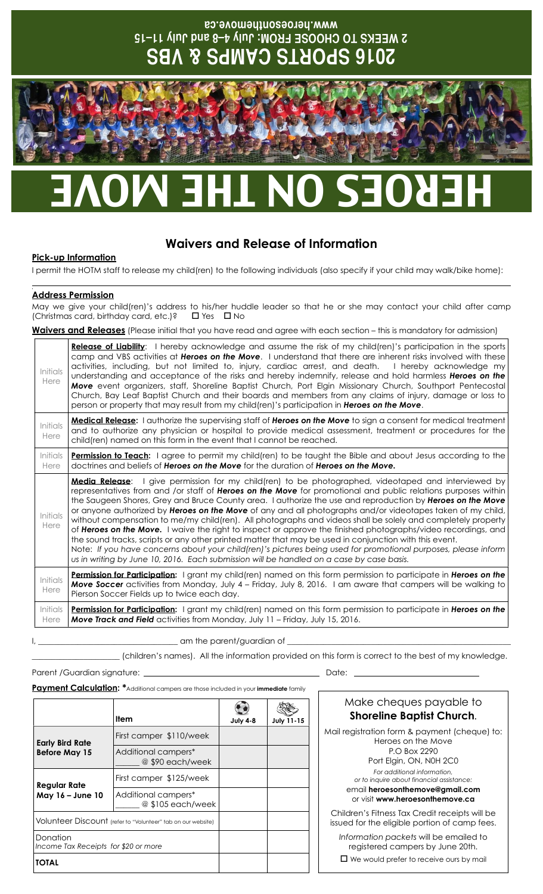# 2016 SPORTS CAMPS & VBS

**2 WEEKS TO CHOOSE FROM: July 4–8 and July 11–15**

**www.heroesonthemove.ca**

# HEROES ON THE MOVE

## Waivers and Release of Information

**Pick-up Information**

I permit the HOTM staff to release my child(ren) to the following individuals (also specify if your child may walk/bike home):

**Address Permission**

May we give your child(ren)'s address to his/her huddle leader so that he or she may contact your child after camp (Christmas card, birthday card, etc.)? ☐ Yes ☐ No

**Waivers and Releases** (Please initial that you have read and agree with each section – this is mandatory for admission)

| | |
|---|---|
| Initials Here | **Release of Liability**: I hereby acknowledge and assume the risk of my child(ren)'s participation in the sports camp and VBS activities at ***Heroes on the Move***. I understand that there are inherent risks involved with these activities, including, but not limited to, injury, cardiac arrest, and death. I hereby acknowledge my understanding and acceptance of the risks and hereby indemnify, release and hold harmless ***Heroes on the Move*** event organizers, staff, Shoreline Baptist Church, Port Elgin Missionary Church, Southport Pentecostal Church, Bay Leaf Baptist Church and their boards and members from any claims of injury, damage or loss to person or property that may result from my child(ren)'s participation in ***Heroes on the Move***. |
| Initials Here | **Medical Release:** I authorize the supervising staff of ***Heroes on the Move*** to sign a consent for medical treatment and to authorize any physician or hospital to provide medical assessment, treatment or procedures for the child(ren) named on this form in the event that I cannot be reached. |
| Initials Here | **Permission to Teach:** I agree to permit my child(ren) to be taught the Bible and about Jesus according to the doctrines and beliefs of ***Heroes on the Move*** for the duration of ***Heroes on the Move.*** |
| Initials Here | **Media Release**: I give permission for my child(ren) to be photographed, videotaped and interviewed by representatives from and /or staff of ***Heroes on the Move*** for promotional and public relations purposes within the Saugeen Shores, Grey and Bruce County area. I authorize the use and reproduction by ***Heroes on the Move*** or anyone authorized by ***Heroes on the Move*** of any and all photographs and/or videotapes taken of my child, without compensation to me/my child(ren). All photographs and videos shall be solely and completely property of ***Heroes on the Move.*** I waive the right to inspect or approve the finished photographs/video recordings, and the sound tracks, scripts or any other printed matter that may be used in conjunction with this event. Note: *If you have concerns about your child(ren)'s pictures being used for promotional purposes, please inform us in writing by June 10, 2016. Each submission will be handled on a case by case basis.* |
| Initials Here | **Permission for Participation:** I grant my child(ren) named on this form permission to participate in ***Heroes on the Move Soccer*** activities from Monday, July 4 – Friday, July 8, 2016. I am aware that campers will be walking to Pierson Soccer Fields up to twice each day. |
| Initials Here | **Permission for Participation:** I grant my child(ren) named on this form permission to participate in ***Heroes on the Move Track and Field*** activities from Monday, July 11 – Friday, July 15, 2016. |

I, ______________________ am the parent/guardian of ______________________

______________________ (children's names). All the information provided on this form is correct to the best of my knowledge.

Parent /Guardian signature: ______________________ Date: ______________________

**Payment Calculation: \***Additional campers are those included in your **immediate** family

| | Item | July 4-8 | July 11-15 |
|---|---|---|---|
| **Early Bird Rate Before May 15** | First camper $110/week | | |
| | Additional campers* ______ @ $90 each/week | | |
| **Regular Rate May 16 – June 10** | First camper $125/week | | |
| | Additional campers* ______ @ $105 each/week | | |
| Volunteer Discount (refer to "Volunteer" tab on our website) | | | |
| Donation *Income Tax Receipts for $20 or more* | | | |
| **TOTAL** | | | |

Make cheques payable to **Shoreline Baptist Church**.

Mail registration form & payment (cheque) to:
Heroes on the Move
P.O Box 2290
Port Elgin, ON, N0H 2C0

*For additional information, or to inquire about financial assistance:*
email **heroesonthemove@gmail.com**
or visit **www.heroesonthemove.ca**

Children's Fitness Tax Credit receipts will be issued for the eligible portion of camp fees.

*Information packets* will be emailed to registered campers by June 20th.

☐ We would prefer to receive ours by mail